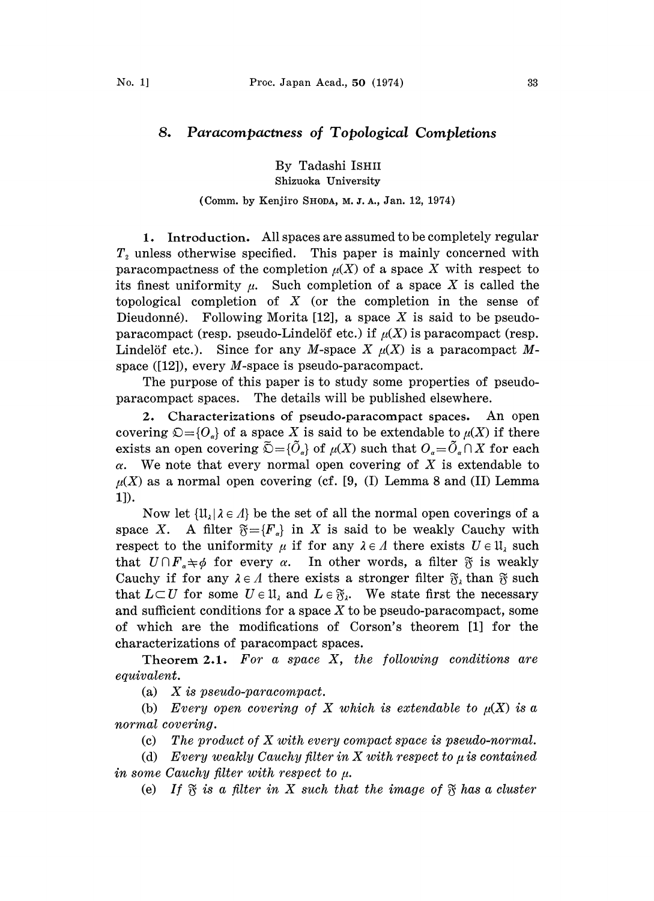# 8. *Paracompactness of Topological Completions*

By Tadashi ISHII

Shizuoka University

(Comm. by Kenjiro SHODA, M. J. A., Jan. 12, 1974)

**1. Introduction.** All spaces are assumed to be completely regular $T_2$ unless otherwise specified. This paper is mainly concerned with paracompactness of the completion $\mu(X)$ of a space $X$ with respect to its finest uniformity $\mu$. Such completion of a space $X$ is called the topological completion of $X$ (or the completion in the sense of Dieudonné). Following Morita [12], a space $X$ is said to be pseudo-paracompact (resp. pseudo-Lindelöf etc.) if $\mu(X)$ is paracompact (resp. Lindelöf etc.). Since for any $M$-space $X$ $\mu(X)$ is a paracompact $M$-space ([12]), every $M$-space is pseudo-paracompact.

The purpose of this paper is to study some properties of pseudo-paracompact spaces. The details will be published elsewhere.

**2. Characterizations of pseudo-paracompact spaces.** An open covering $\mathfrak{O}=\{O_\alpha\}$ of a space $X$ is said to be extendable to $\mu(X)$ if there exists an open covering $\tilde{\mathfrak{O}}=\{\tilde{O}_\alpha\}$ of $\mu(X)$ such that $O_\alpha=\tilde{O}_\alpha \cap X$ for each $\alpha$. We note that every normal open covering of $X$ is extendable to $\mu(X)$ as a normal open covering (cf. [9, (I) Lemma 8 and (II) Lemma 1]).

Now let $\{\mathfrak{U}_\lambda \mid \lambda \in \Lambda\}$ be the set of all the normal open coverings of a space $X$. A filter $\mathfrak{F}=\{F_\alpha\}$ in $X$ is said to be weakly Cauchy with respect to the uniformity $\mu$ if for any $\lambda \in \Lambda$ there exists $U \in \mathfrak{U}_\lambda$ such that $U \cap F_\alpha \neq \phi$ for every $\alpha$. In other words, a filter $\mathfrak{F}$ is weakly Cauchy if for any $\lambda \in \Lambda$ there exists a stronger filter $\mathfrak{F}_\lambda$ than $\mathfrak{F}$ such that $L \subset U$ for some $U \in \mathfrak{U}_\lambda$ and $L \in \mathfrak{F}_\lambda$. We state first the necessary and sufficient conditions for a space $X$ to be pseudo-paracompact, some of which are the modifications of Corson's theorem [1] for the characterizations of paracompact spaces.

**Theorem 2.1.** *For a space $X$, the following conditions are equivalent.*

(a) *$X$ is pseudo-paracompact.*

(b) *Every open covering of $X$ which is extendable to $\mu(X)$ is a normal covering.*

(c) *The product of $X$ with every compact space is pseudo-normal.*

(d) *Every weakly Cauchy filter in $X$ with respect to $\mu$ is contained in some Cauchy filter with respect to $\mu$.*

(e) *If $\mathfrak{F}$ is a filter in $X$ such that the image of $\mathfrak{F}$ has a cluster*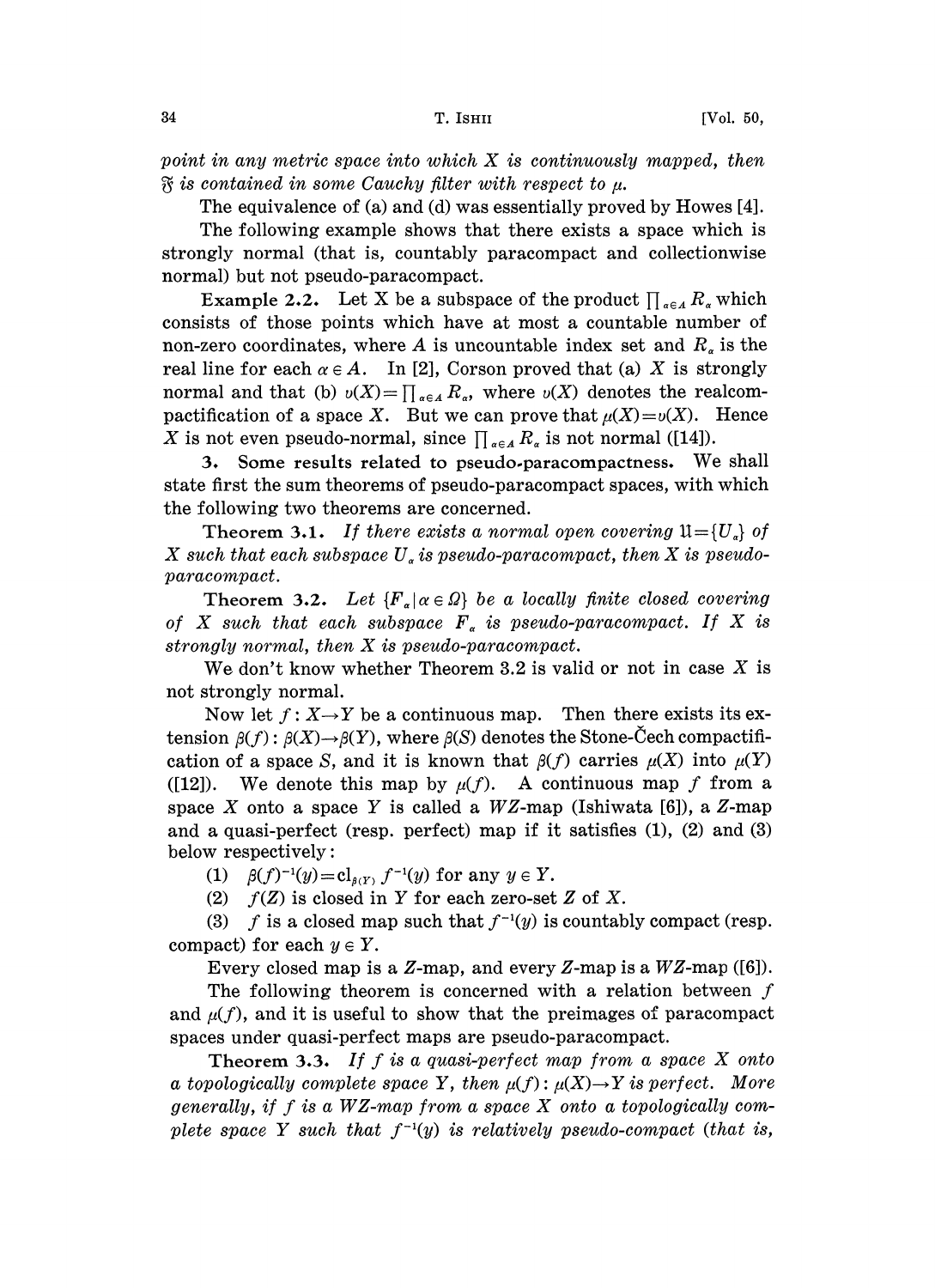*point in any metric space into which $X$ is continuously mapped, then $\mathfrak{F}$ is contained in some Cauchy filter with respect to $\mu$.*

The equivalence of (a) and (d) was essentially proved by Howes [4].

The following example shows that there exists a space which is strongly normal (that is, countably paracompact and collectionwise normal) but not pseudo-paracompact.

**Example 2.2.** Let X be a subspace of the product $\prod_{\alpha\in A} R_\alpha$ which consists of those points which have at most a countable number of non-zero coordinates, where $A$ is uncountable index set and $R_\alpha$ is the real line for each $\alpha \in A$. In [2], Corson proved that (a) $X$ is strongly normal and that (b) $\upsilon(X)=\prod_{\alpha\in A} R_\alpha$, where $\upsilon(X)$ denotes the realcompactification of a space $X$. But we can prove that $\mu(X)=\upsilon(X)$. Hence $X$ is not even pseudo-normal, since $\prod_{\alpha\in A} R_\alpha$ is not normal ([14]).

**3. Some results related to pseudo-paracompactness.** We shall state first the sum theorems of pseudo-paracompact spaces, with which the following two theorems are concerned.

**Theorem 3.1.** *If there exists a normal open covering $\mathfrak{U}=\{U_\alpha\}$ of $X$ such that each subspace $U_\alpha$ is pseudo-paracompact, then $X$ is pseudo-paracompact.*

**Theorem 3.2.** *Let $\{F_\alpha \mid \alpha \in \Omega\}$ be a locally finite closed covering of $X$ such that each subspace $F_\alpha$ is pseudo-paracompact. If $X$ is strongly normal, then $X$ is pseudo-paracompact.*

We don't know whether Theorem 3.2 is valid or not in case $X$ is not strongly normal.

Now let $f: X\to Y$ be a continuous map. Then there exists its extension $\beta(f): \beta(X)\to\beta(Y)$, where $\beta(S)$ denotes the Stone-Čech compactification of a space $S$, and it is known that $\beta(f)$ carries $\mu(X)$ into $\mu(Y)$ ([12]). We denote this map by $\mu(f)$. A continuous map $f$ from a space $X$ onto a space $Y$ is called a $WZ$-map (Ishiwata [6]), a $Z$-map and a quasi-perfect (resp. perfect) map if it satisfies (1), (2) and (3) below respectively:

(1) $\beta(f)^{-1}(y)=\mathrm{cl}_{\beta(Y)} f^{-1}(y)$ for any $y \in Y$.

(2) $f(Z)$ is closed in $Y$ for each zero-set $Z$ of $X$.

(3) $f$ is a closed map such that $f^{-1}(y)$ is countably compact (resp. compact) for each $y \in Y$.

Every closed map is a $Z$-map, and every $Z$-map is a $WZ$-map ([6]).

The following theorem is concerned with a relation between $f$ and $\mu(f)$, and it is useful to show that the preimages of paracompact spaces under quasi-perfect maps are pseudo-paracompact.

**Theorem 3.3.** *If $f$ is a quasi-perfect map from a space $X$ onto a topologically complete space $Y$, then $\mu(f): \mu(X)\to Y$ is perfect. More generally, if $f$ is a $WZ$-map from a space $X$ onto a topologically complete space $Y$ such that $f^{-1}(y)$ is relatively pseudo-compact (that is,*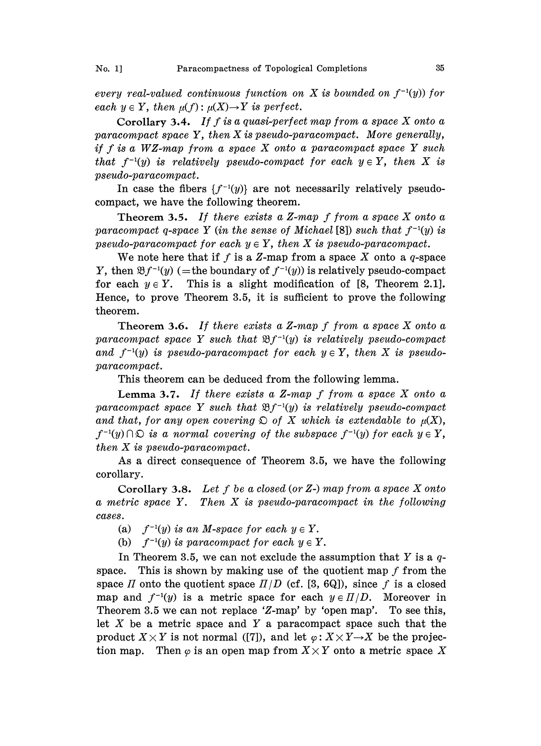*every real-valued continuous function on $X$ is bounded on $f^{-1}(y)$) for each $y \in Y$, then $\mu(f): \mu(X) \to Y$ is perfect.*

**Corollary 3.4.** *If $f$ is a quasi-perfect map from a space $X$ onto a paracompact space $Y$, then $X$ is pseudo-paracompact. More generally, if $f$ is a WZ-map from a space $X$ onto a paracompact space $Y$ such that $f^{-1}(y)$ is relatively pseudo-compact for each $y \in Y$, then $X$ is pseudo-paracompact.*

In case the fibers $\{f^{-1}(y)\}$ are not necessarily relatively pseudo-compact, we have the following theorem.

**Theorem 3.5.** *If there exists a Z-map $f$ from a space $X$ onto a paracompact q-space $Y$ (in the sense of Michael [8]) such that $f^{-1}(y)$ is pseudo-paracompact for each $y \in Y$, then $X$ is pseudo-paracompact.*

We note here that if $f$ is a Z-map from a space $X$ onto a $q$-space $Y$, then $\mathfrak{B}f^{-1}(y)$ (=the boundary of $f^{-1}(y)$) is relatively pseudo-compact for each $y \in Y$. This is a slight modification of [8, Theorem 2.1]. Hence, to prove Theorem 3.5, it is sufficient to prove the following theorem.

**Theorem 3.6.** *If there exists a Z-map $f$ from a space $X$ onto a paracompact space $Y$ such that $\mathfrak{B}f^{-1}(y)$ is relatively pseudo-compact and $f^{-1}(y)$ is pseudo-paracompact for each $y \in Y$, then $X$ is pseudo-paracompact.*

This theorem can be deduced from the following lemma.

**Lemma 3.7.** *If there exists a Z-map $f$ from a space $X$ onto a paracompact space $Y$ such that $\mathfrak{B}f^{-1}(y)$ is relatively pseudo-compact and that, for any open covering $\mathfrak{O}$ of $X$ which is extendable to $\mu(X)$, $f^{-1}(y) \cap \mathfrak{O}$ is a normal covering of the subspace $f^{-1}(y)$ for each $y \in Y$, then $X$ is pseudo-paracompact.*

As a direct consequence of Theorem 3.5, we have the following corollary.

**Corollary 3.8.** *Let $f$ be a closed (or Z-) map from a space $X$ onto a metric space $Y$. Then $X$ is pseudo-paracompact in the following cases.*

(a) *$f^{-1}(y)$ is an M-space for each $y \in Y$.*

(b) *$f^{-1}(y)$ is paracompact for each $y \in Y$.*

In Theorem 3.5, we can not exclude the assumption that $Y$ is a $q$-space. This is shown by making use of the quotient map $f$ from the space $\Pi$ onto the quotient space $\Pi/D$ (cf. [3, 6Q]), since $f$ is a closed map and $f^{-1}(y)$ is a metric space for each $y \in \Pi/D$. Moreover in Theorem 3.5 we can not replace 'Z-map' by 'open map'. To see this, let $X$ be a metric space and $Y$ a paracompact space such that the product $X \times Y$ is not normal ([7]), and let $\varphi: X \times Y \to X$ be the projection map. Then $\varphi$ is an open map from $X \times Y$ onto a metric space $X$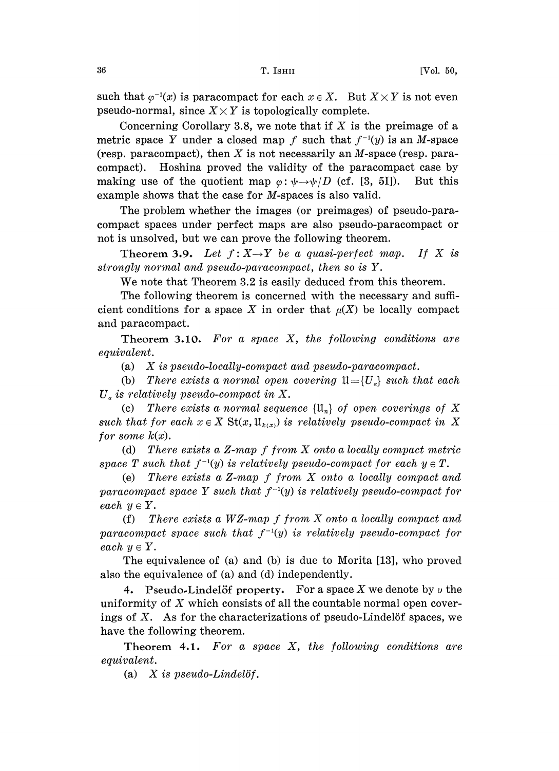such that $\varphi^{-1}(x)$ is paracompact for each $x \in X$. But $X \times Y$ is not even pseudo-normal, since $X \times Y$ is topologically complete.

Concerning Corollary 3.8, we note that if $X$ is the preimage of a metric space $Y$ under a closed map $f$ such that $f^{-1}(y)$ is an $M$-space (resp. paracompact), then $X$ is not necessarily an $M$-space (resp. paracompact). Hoshina proved the validity of the paracompact case by making use of the quotient map $\varphi: \psi \to \psi/D$ (cf. [3, 5I]). But this example shows that the case for $M$-spaces is also valid.

The problem whether the images (or preimages) of pseudo-paracompact spaces under perfect maps are also pseudo-paracompact or not is unsolved, but we can prove the following theorem.

**Theorem 3.9.** *Let $f: X \to Y$ be a quasi-perfect map. If $X$ is strongly normal and pseudo-paracompact, then so is $Y$.*

We note that Theorem 3.2 is easily deduced from this theorem.

The following theorem is concerned with the necessary and sufficient conditions for a space $X$ in order that $\mu(X)$ be locally compact and paracompact.

**Theorem 3.10.** *For a space $X$, the following conditions are equivalent.*

(a) *$X$ is pseudo-locally-compact and pseudo-paracompact.*

(b) *There exists a normal open covering $\mathfrak{U} = \{U_\alpha\}$ such that each $U_\alpha$ is relatively pseudo-compact in $X$.*

(c) *There exists a normal sequence $\{\mathfrak{U}_n\}$ of open coverings of $X$ such that for each $x \in X$ $\mathrm{St}(x, \mathfrak{U}_{k(x)})$ is relatively pseudo-compact in $X$ for some $k(x)$.*

(d) *There exists a Z-map $f$ from $X$ onto a locally compact metric space $T$ such that $f^{-1}(y)$ is relatively pseudo-compact for each $y \in T$.*

(e) *There exists a Z-map $f$ from $X$ onto a locally compact and paracompact space $Y$ such that $f^{-1}(y)$ is relatively pseudo-compact for each $y \in Y$.*

(f) *There exists a WZ-map $f$ from $X$ onto a locally compact and paracompact space such that $f^{-1}(y)$ is relatively pseudo-compact for each $y \in Y$.*

The equivalence of (a) and (b) is due to Morita [13], who proved also the equivalence of (a) and (d) independently.

## 4. Pseudo-Lindelöf property.

For a space $X$ we denote by $\upsilon$ the uniformity of $X$ which consists of all the countable normal open coverings of $X$. As for the characterizations of pseudo-Lindelöf spaces, we have the following theorem.

**Theorem 4.1.** *For a space $X$, the following conditions are equivalent.*

(a) *$X$ is pseudo-Lindelöf.*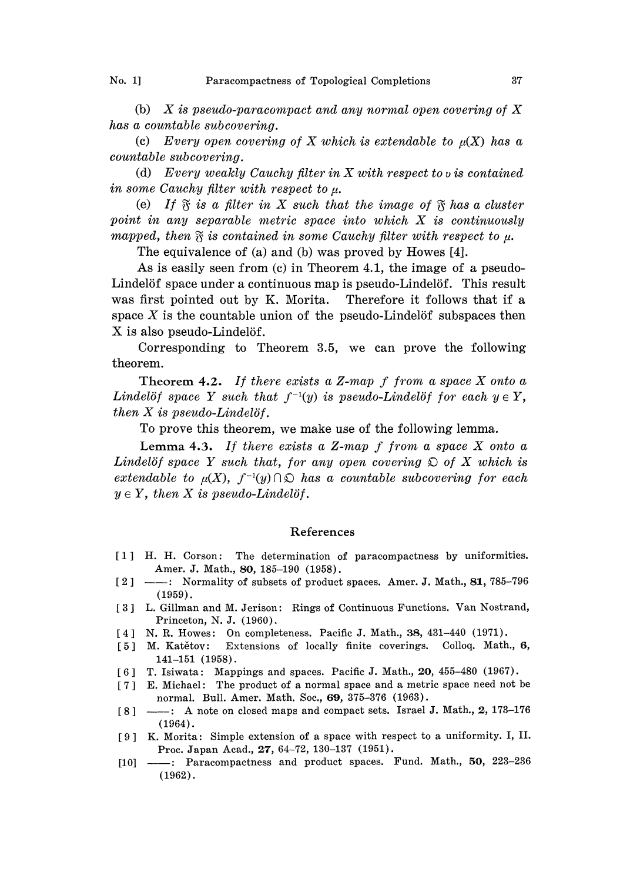(b) *X is pseudo-paracompact and any normal open covering of X has a countable subcovering.*

(c) *Every open covering of X which is extendable to $\mu(X)$ has a countable subcovering.*

(d) *Every weakly Cauchy filter in X with respect to $\upsilon$ is contained in some Cauchy filter with respect to $\mu$.*

(e) *If $\mathfrak{F}$ is a filter in X such that the image of $\mathfrak{F}$ has a cluster point in any separable metric space into which X is continuously mapped, then $\mathfrak{F}$ is contained in some Cauchy filter with respect to $\mu$.*

The equivalence of (a) and (b) was proved by Howes [4].

As is easily seen from (c) in Theorem 4.1, the image of a pseudo-Lindelöf space under a continuous map is pseudo-Lindelöf. This result was first pointed out by K. Morita. Therefore it follows that if a space $X$ is the countable union of the pseudo-Lindelöf subspaces then X is also pseudo-Lindelöf.

Corresponding to Theorem 3.5, we can prove the following theorem.

**Theorem 4.2.** *If there exists a Z-map f from a space X onto a Lindelöf space Y such that $f^{-1}(y)$ is pseudo-Lindelöf for each $y \in Y$, then X is pseudo-Lindelöf.*

To prove this theorem, we make use of the following lemma.

**Lemma 4.3.** *If there exists a Z-map f from a space X onto a Lindelöf space Y such that, for any open covering $\mathfrak{O}$ of X which is extendable to $\mu(X)$, $f^{-1}(y) \cap \mathfrak{O}$ has a countable subcovering for each $y \in Y$, then X is pseudo-Lindelöf.*

## References

[1] H. H. Corson: The determination of paracompactness by uniformities. Amer. J. Math., **80**, 185–190 (1958).

[2] ——: Normality of subsets of product spaces. Amer. J. Math., **81**, 785–796 (1959).

[3] L. Gillman and M. Jerison: Rings of Continuous Functions. Van Nostrand, Princeton, N. J. (1960).

[4] N. R. Howes: On completeness. Pacific J. Math., **38**, 431–440 (1971).

[5] M. Katětov: Extensions of locally finite coverings. Colloq. Math., **6**, 141–151 (1958).

[6] T. Isiwata: Mappings and spaces. Pacific J. Math., **20**, 455–480 (1967).

[7] E. Michael: The product of a normal space and a metric space need not be normal. Bull. Amer. Math. Soc., **69**, 375–376 (1963).

[8] ——: A note on closed maps and compact sets. Israel J. Math., **2**, 173–176 (1964).

[9] K. Morita: Simple extension of a space with respect to a uniformity. I, II. Proc. Japan Acad., **27**, 64–72, 130–137 (1951).

[10] ——: Paracompactness and product spaces. Fund. Math., **50**, 223–236 (1962).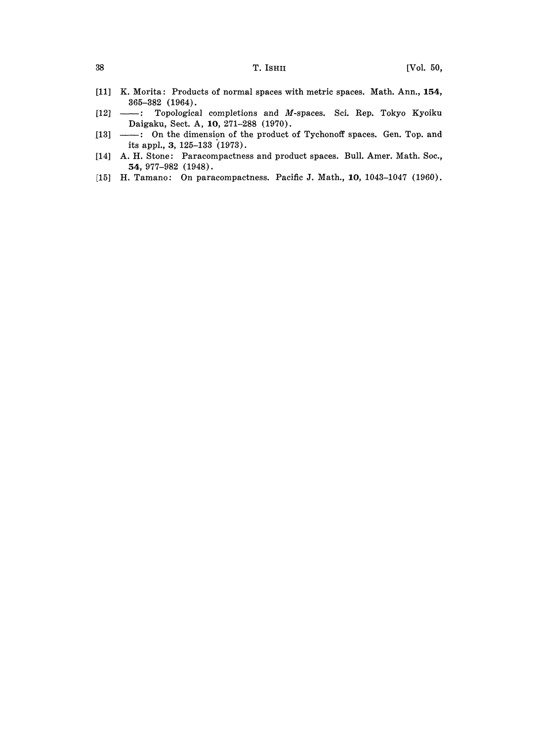[11] K. Morita: Products of normal spaces with metric spaces. Math. Ann., **154**, 365–382 (1964).

[12] ——: Topological completions and $M$-spaces. Sci. Rep. Tokyo Kyoiku Daigaku, Sect. A, **10**, 271–288 (1970).

[13] ——: On the dimension of the product of Tychonoff spaces. Gen. Top. and its appl., **3**, 125–133 (1973).

[14] A. H. Stone: Paracompactness and product spaces. Bull. Amer. Math. Soc., **54**, 977–982 (1948).

[15] H. Tamano: On paracompactness. Pacific J. Math., **10**, 1043–1047 (1960).